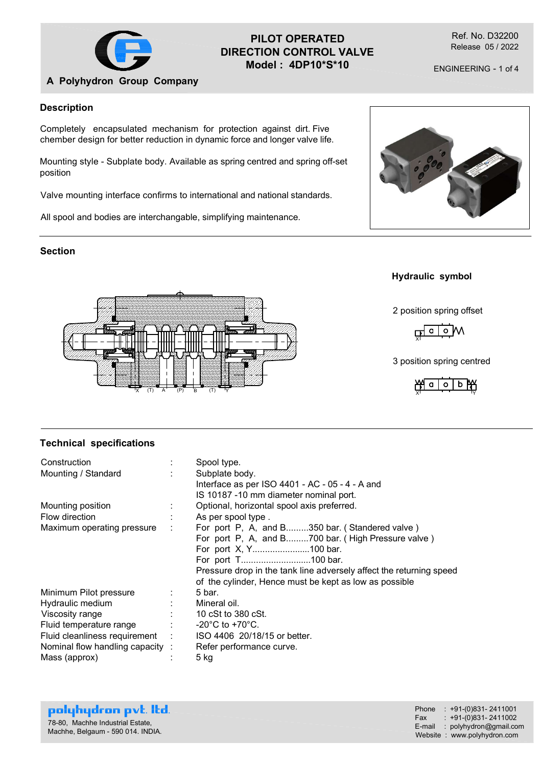# PILOT OPERATED DIRECTION CONTROL VALVE

## Model : 4DP10*S*10

A Polyhydron Group Company

Ref. No. D32200
Release 05 / 2022

ENGINEERING - 1 of 4

## Description

Completely encapsulated mechanism for protection against dirt. Five chember design for better reduction in dynamic force and longer valve life.

Mounting style - Subplate body. Available as spring centred and spring off-set position

Valve mounting interface confirms to international and national standards.

All spool and bodies are interchangable, simplifying maintenance.

## Section

X (T) A (P) B (T) Y

### Hydraulic symbol

2 position spring offset

3 position spring centred

## Technical specifications

| | | |
|---|---|---|
| Construction | : | Spool type. |
| Mounting / Standard | : | Subplate body. Interface as per ISO 4401 - AC - 05 - 4 - A and IS 10187 -10 mm diameter nominal port. |
| Mounting position | : | Optional, horizontal spool axis preferred. |
| Flow direction | : | As per spool type . |
| Maximum operating pressure | : | For port P, A, and B.........350 bar. ( Standered valve )<br>For port P, A, and B.........700 bar. ( High Pressure valve )<br>For port X, Y.......................100 bar.<br>For port T............................100 bar.<br>Pressure drop in the tank line adversely affect the returning speed of the cylinder, Hence must be kept as low as possible |
| Minimum Pilot pressure | : | 5 bar. |
| Hydraulic medium | : | Mineral oil. |
| Viscosity range | : | 10 cSt to 380 cSt. |
| Fluid temperature range | : | -20°C to +70°C. |
| Fluid cleanliness requirement | : | ISO 4406 20/18/15 or better. |
| Nominal flow handling capacity | : | Refer performance curve. |
| Mass (approx) | : | 5 kg |

**polyhydron pvt. ltd.**
78-80, Machhe Industrial Estate,
Machhe, Belgaum - 590 014. INDIA.

Phone : +91-(0)831- 2411001
Fax : +91-(0)831- 2411002
E-mail : polyhydron@gmail.com
Website : www.polyhydron.com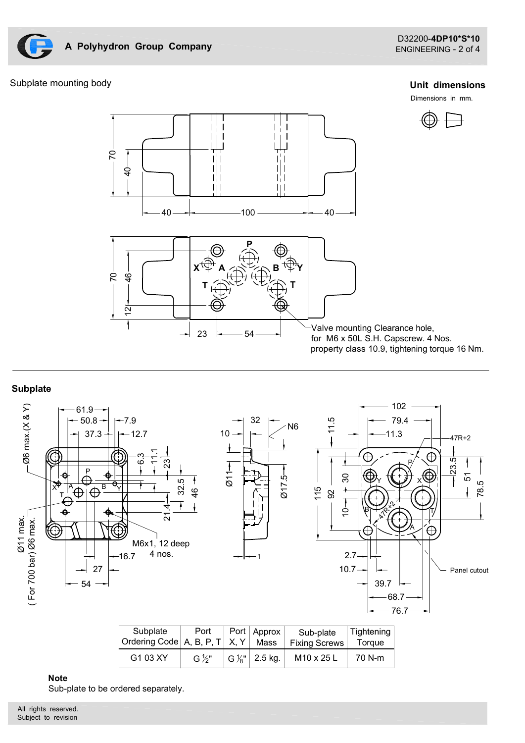Subplate mounting body

**Unit dimensions**

Dimensions in mm.

Valve mounting Clearance hole, for M6 x 50L S.H. Capscrew. 4 Nos. property class 10.9, tightening torque 16 Nm.

---

**Subplate**

| Subplate Ordering Code | Port A, B, P, T | Port X, Y | Approx Mass | Sub-plate Fixing Screws | Tightening Torque |
|---|---|---|---|---|---|
| G1 03 XY | G ½" | G ⅛" | 2.5 kg. | M10 x 25 L | 70 N-m |

**Note**

Sub-plate to be ordered separately.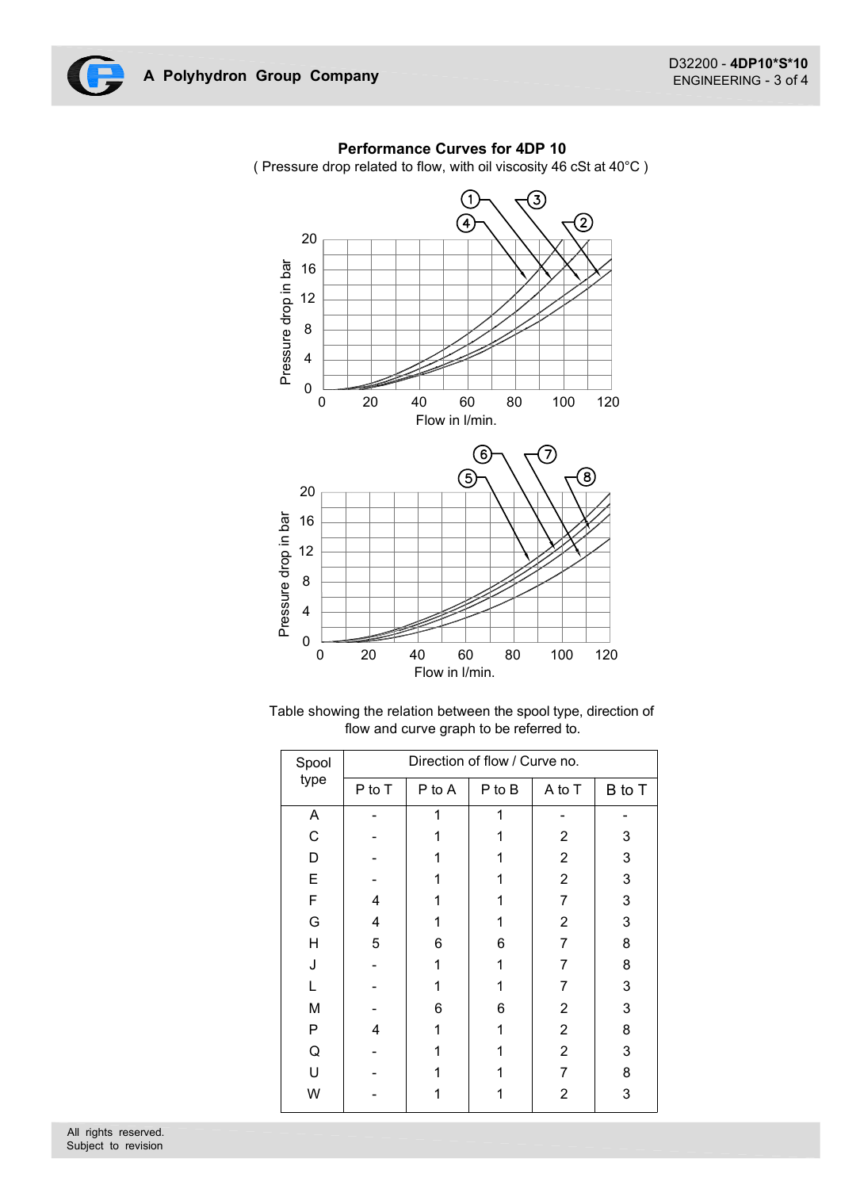## Performance Curves for 4DP 10

( Pressure drop related to flow, with oil viscosity 46 cSt at 40°C )

Table showing the relation between the spool type, direction of flow and curve graph to be referred to.

| Spool type | Direction of flow / Curve no. | | | | |
|---|---|---|---|---|---|
| | P to T | P to A | P to B | A to T | B to T |
| A | - | 1 | 1 | - | - |
| C | - | 1 | 1 | 2 | 3 |
| D | - | 1 | 1 | 2 | 3 |
| E | - | 1 | 1 | 2 | 3 |
| F | 4 | 1 | 1 | 7 | 3 |
| G | 4 | 1 | 1 | 2 | 3 |
| H | 5 | 6 | 6 | 7 | 8 |
| J | - | 1 | 1 | 7 | 8 |
| L | - | 1 | 1 | 7 | 3 |
| M | - | 6 | 6 | 2 | 3 |
| P | 4 | 1 | 1 | 2 | 8 |
| Q | - | 1 | 1 | 2 | 3 |
| U | - | 1 | 1 | 7 | 8 |
| W | - | 1 | 1 | 2 | 3 |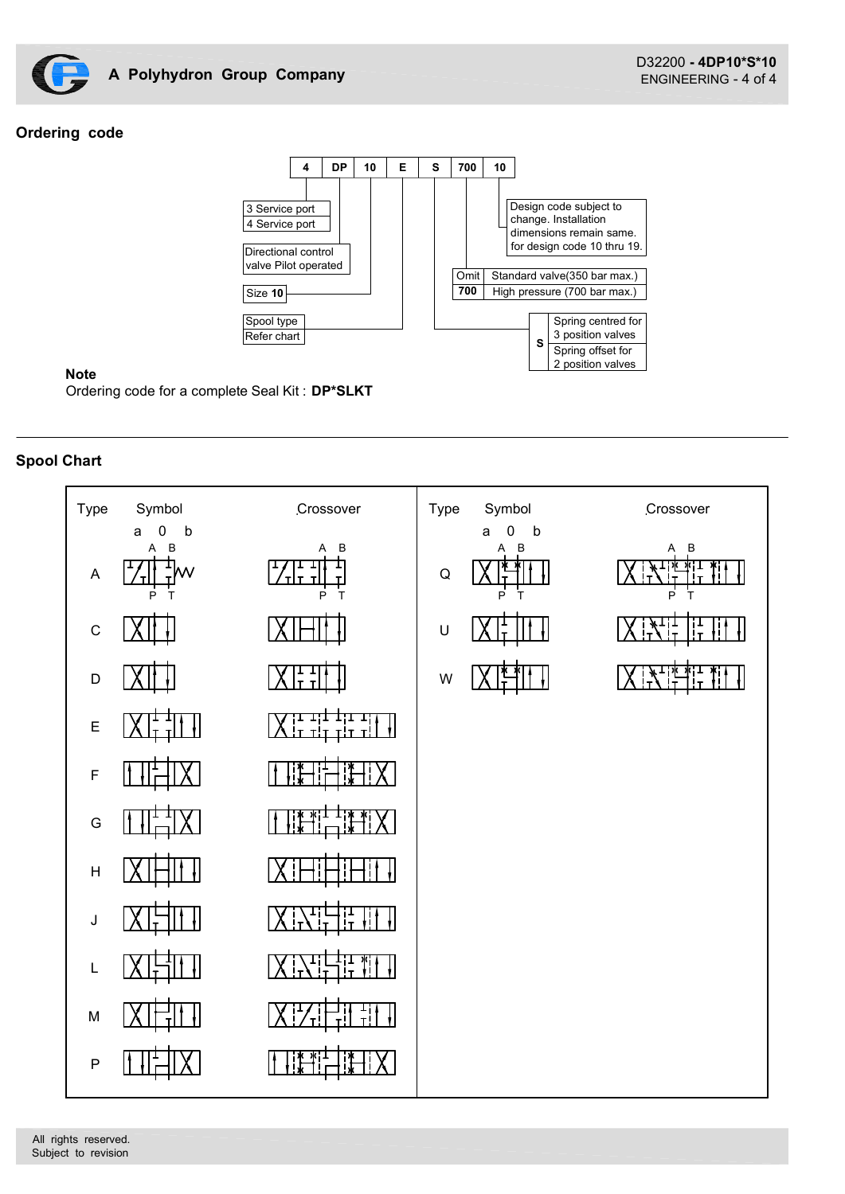## Ordering code

| 4 | DP | 10 | E | S | 700 | 10 |
|---|---|---|---|---|---|---|

- **4**: 3 Service port / 4 Service port
- **DP**: Directional control valve Pilot operated
- **10**: Size **10**
- **E**: Spool type — Refer chart
- **S**: Spring centred for 3 position valves / Spring offset for 2 position valves
- **700**:

| | |
|---|---|
| Omit | Standard valve(350 bar max.) |
| **700** | High pressure (700 bar max.) |

- **10**: Design code subject to change. Installation dimensions remain same. for design code 10 thru 19.

**Note**

Ordering code for a complete Seal Kit : **DP*SLKT**

## Spool Chart

Type | Symbol (a 0 b) | Crossover

A
C
D
E
F
G
H
J
L
M
P
Q
U
W

A B
P T